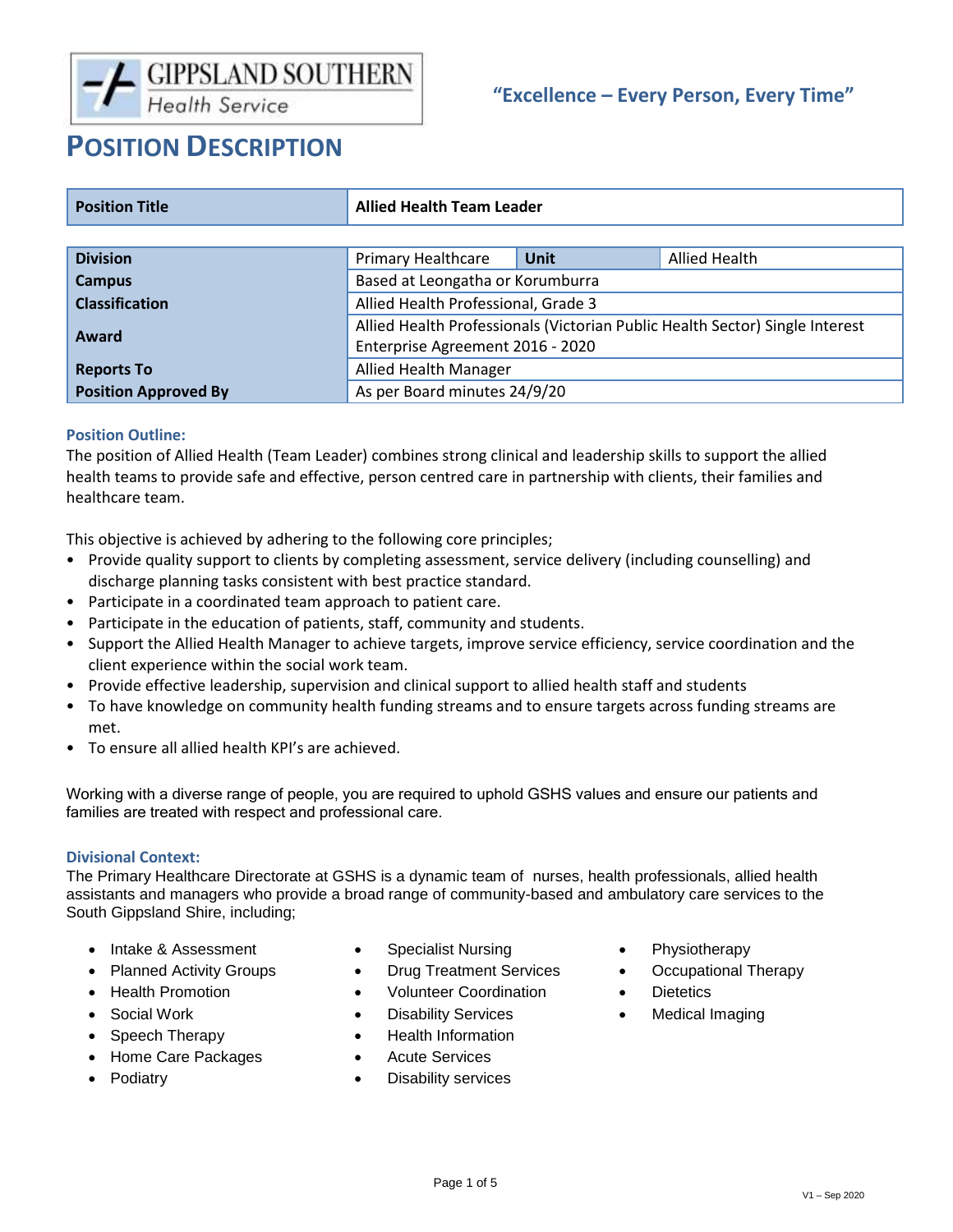GIPPSLAND SOUTHERN Health Service

**"Excellence – Every Person, Every Time"**

# POSITION DESCRIPTION

| **Position Title** | **Allied Health Team Leader** | | |
|---|---|---|---|
| **Division** | Primary Healthcare | **Unit** | Allied Health |
| **Campus** | Based at Leongatha or Korumburra | | |
| **Classification** | Allied Health Professional, Grade 3 | | |
| **Award** | Allied Health Professionals (Victorian Public Health Sector) Single Interest Enterprise Agreement 2016 - 2020 | | |
| **Reports To** | Allied Health Manager | | |
| **Position Approved By** | As per Board minutes 24/9/20 | | |

## Position Outline:

The position of Allied Health (Team Leader) combines strong clinical and leadership skills to support the allied health teams to provide safe and effective, person centred care in partnership with clients, their families and healthcare team.

This objective is achieved by adhering to the following core principles;

- Provide quality support to clients by completing assessment, service delivery (including counselling) and discharge planning tasks consistent with best practice standard.
- Participate in a coordinated team approach to patient care.
- Participate in the education of patients, staff, community and students.
- Support the Allied Health Manager to achieve targets, improve service efficiency, service coordination and the client experience within the social work team.
- Provide effective leadership, supervision and clinical support to allied health staff and students
- To have knowledge on community health funding streams and to ensure targets across funding streams are met.
- To ensure all allied health KPI's are achieved.

Working with a diverse range of people, you are required to uphold GSHS values and ensure our patients and families are treated with respect and professional care.

## Divisional Context:

The Primary Healthcare Directorate at GSHS is a dynamic team of nurses, health professionals, allied health assistants and managers who provide a broad range of community-based and ambulatory care services to the South Gippsland Shire, including;

- Intake & Assessment
- Planned Activity Groups
- Health Promotion
- Social Work
- Speech Therapy
- Home Care Packages
- Podiatry
- Specialist Nursing
- Drug Treatment Services
- Volunteer Coordination
- Disability Services
- Health Information
- Acute Services
- Disability services
- Physiotherapy
- Occupational Therapy
- Dietetics
- Medical Imaging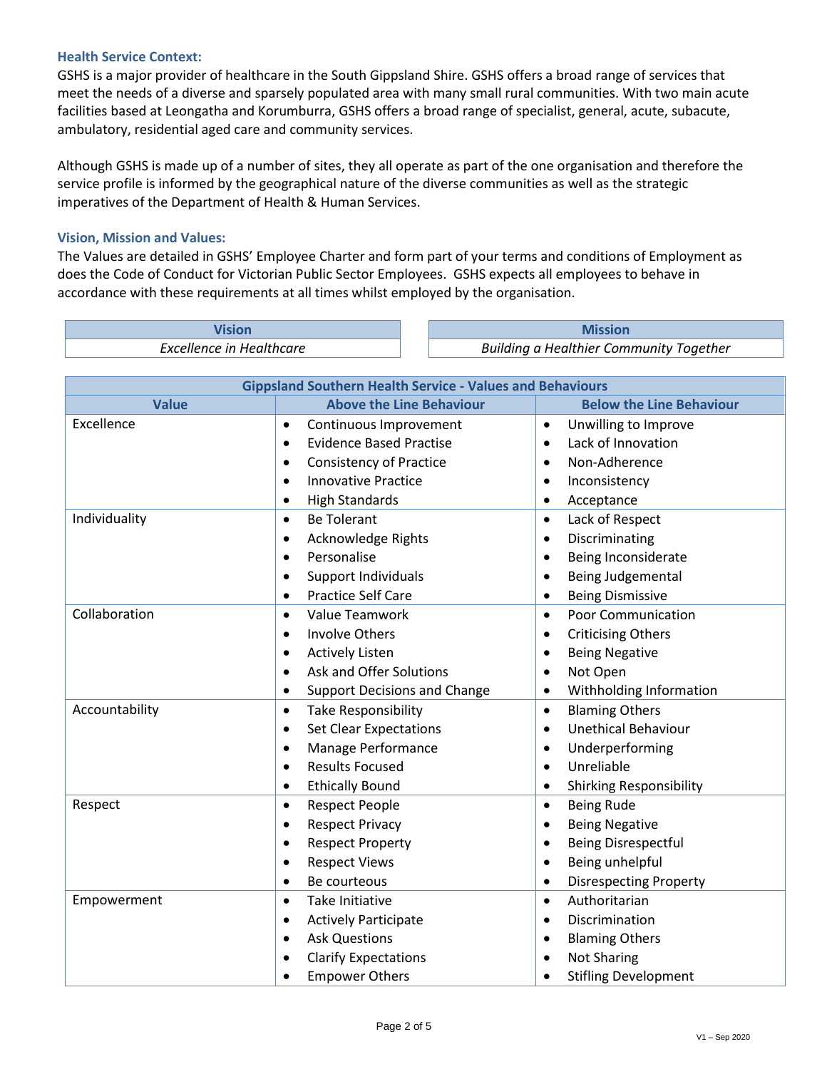### Health Service Context:

GSHS is a major provider of healthcare in the South Gippsland Shire. GSHS offers a broad range of services that meet the needs of a diverse and sparsely populated area with many small rural communities. With two main acute facilities based at Leongatha and Korumburra, GSHS offers a broad range of specialist, general, acute, subacute, ambulatory, residential aged care and community services.

Although GSHS is made up of a number of sites, they all operate as part of the one organisation and therefore the service profile is informed by the geographical nature of the diverse communities as well as the strategic imperatives of the Department of Health & Human Services.

### Vision, Mission and Values:

The Values are detailed in GSHS' Employee Charter and form part of your terms and conditions of Employment as does the Code of Conduct for Victorian Public Sector Employees. GSHS expects all employees to behave in accordance with these requirements at all times whilst employed by the organisation.

| Vision |
|---|
| *Excellence in Healthcare* |

| Mission |
|---|
| *Building a Healthier Community Together* |

| Gippsland Southern Health Service - Values and Behaviours | | |
|---|---|---|
| **Value** | **Above the Line Behaviour** | **Below the Line Behaviour** |
| Excellence | • Continuous Improvement<br>• Evidence Based Practise<br>• Consistency of Practice<br>• Innovative Practice<br>• High Standards | • Unwilling to Improve<br>• Lack of Innovation<br>• Non-Adherence<br>• Inconsistency<br>• Acceptance |
| Individuality | • Be Tolerant<br>• Acknowledge Rights<br>• Personalise<br>• Support Individuals<br>• Practice Self Care | • Lack of Respect<br>• Discriminating<br>• Being Inconsiderate<br>• Being Judgemental<br>• Being Dismissive |
| Collaboration | • Value Teamwork<br>• Involve Others<br>• Actively Listen<br>• Ask and Offer Solutions<br>• Support Decisions and Change | • Poor Communication<br>• Criticising Others<br>• Being Negative<br>• Not Open<br>• Withholding Information |
| Accountability | • Take Responsibility<br>• Set Clear Expectations<br>• Manage Performance<br>• Results Focused<br>• Ethically Bound | • Blaming Others<br>• Unethical Behaviour<br>• Underperforming<br>• Unreliable<br>• Shirking Responsibility |
| Respect | • Respect People<br>• Respect Privacy<br>• Respect Property<br>• Respect Views<br>• Be courteous | • Being Rude<br>• Being Negative<br>• Being Disrespectful<br>• Being unhelpful<br>• Disrespecting Property |
| Empowerment | • Take Initiative<br>• Actively Participate<br>• Ask Questions<br>• Clarify Expectations<br>• Empower Others | • Authoritarian<br>• Discrimination<br>• Blaming Others<br>• Not Sharing<br>• Stifling Development |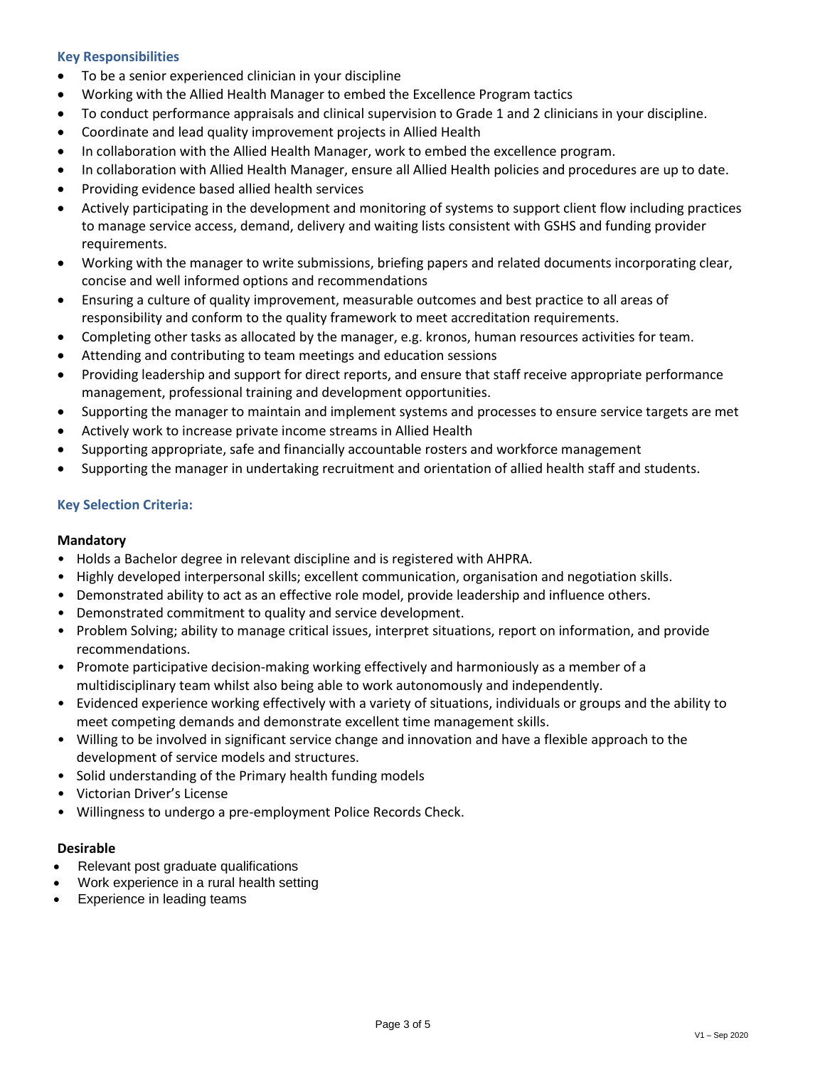### Key Responsibilities

- To be a senior experienced clinician in your discipline
- Working with the Allied Health Manager to embed the Excellence Program tactics
- To conduct performance appraisals and clinical supervision to Grade 1 and 2 clinicians in your discipline.
- Coordinate and lead quality improvement projects in Allied Health
- In collaboration with the Allied Health Manager, work to embed the excellence program.
- In collaboration with Allied Health Manager, ensure all Allied Health policies and procedures are up to date.
- Providing evidence based allied health services
- Actively participating in the development and monitoring of systems to support client flow including practices to manage service access, demand, delivery and waiting lists consistent with GSHS and funding provider requirements.
- Working with the manager to write submissions, briefing papers and related documents incorporating clear, concise and well informed options and recommendations
- Ensuring a culture of quality improvement, measurable outcomes and best practice to all areas of responsibility and conform to the quality framework to meet accreditation requirements.
- Completing other tasks as allocated by the manager, e.g. kronos, human resources activities for team.
- Attending and contributing to team meetings and education sessions
- Providing leadership and support for direct reports, and ensure that staff receive appropriate performance management, professional training and development opportunities.
- Supporting the manager to maintain and implement systems and processes to ensure service targets are met
- Actively work to increase private income streams in Allied Health
- Supporting appropriate, safe and financially accountable rosters and workforce management
- Supporting the manager in undertaking recruitment and orientation of allied health staff and students.

### Key Selection Criteria:

**Mandatory**

- Holds a Bachelor degree in relevant discipline and is registered with AHPRA.
- Highly developed interpersonal skills; excellent communication, organisation and negotiation skills.
- Demonstrated ability to act as an effective role model, provide leadership and influence others.
- Demonstrated commitment to quality and service development.
- Problem Solving; ability to manage critical issues, interpret situations, report on information, and provide recommendations.
- Promote participative decision-making working effectively and harmoniously as a member of a multidisciplinary team whilst also being able to work autonomously and independently.
- Evidenced experience working effectively with a variety of situations, individuals or groups and the ability to meet competing demands and demonstrate excellent time management skills.
- Willing to be involved in significant service change and innovation and have a flexible approach to the development of service models and structures.
- Solid understanding of the Primary health funding models
- Victorian Driver's License
- Willingness to undergo a pre-employment Police Records Check.

**Desirable**

- Relevant post graduate qualifications
- Work experience in a rural health setting
- Experience in leading teams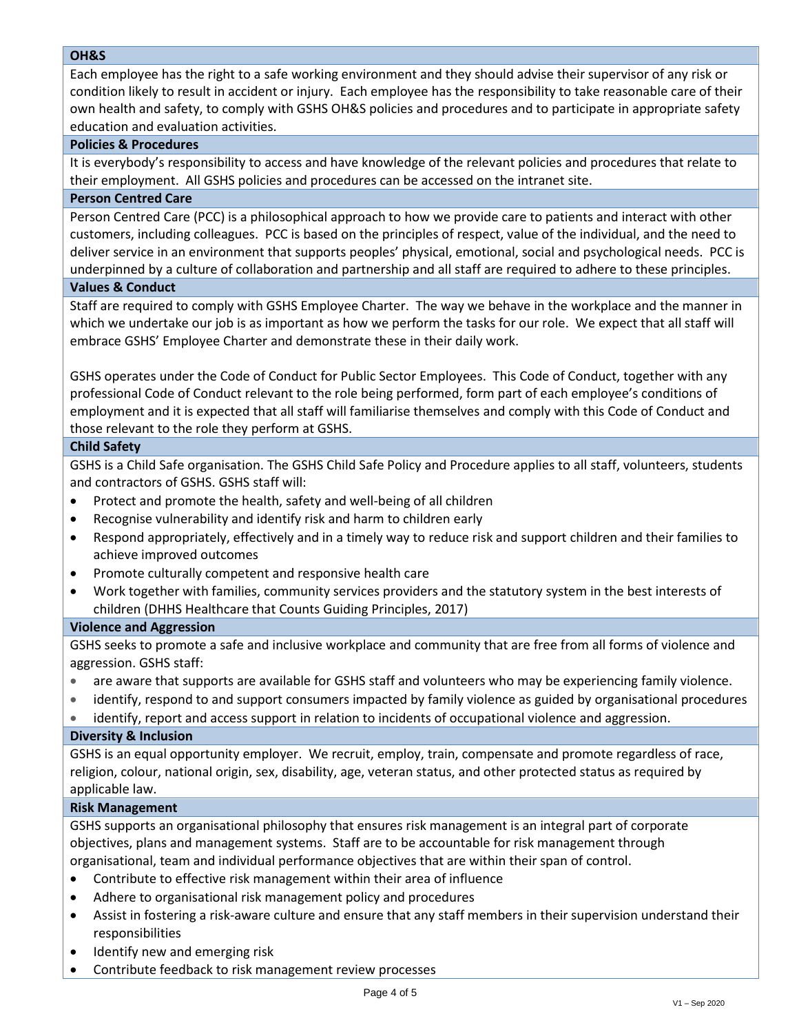**OH&S**

Each employee has the right to a safe working environment and they should advise their supervisor of any risk or condition likely to result in accident or injury. Each employee has the responsibility to take reasonable care of their own health and safety, to comply with GSHS OH&S policies and procedures and to participate in appropriate safety education and evaluation activities.

**Policies & Procedures**

It is everybody's responsibility to access and have knowledge of the relevant policies and procedures that relate to their employment. All GSHS policies and procedures can be accessed on the intranet site.

**Person Centred Care**

Person Centred Care (PCC) is a philosophical approach to how we provide care to patients and interact with other customers, including colleagues. PCC is based on the principles of respect, value of the individual, and the need to deliver service in an environment that supports peoples' physical, emotional, social and psychological needs. PCC is underpinned by a culture of collaboration and partnership and all staff are required to adhere to these principles.

**Values & Conduct**

Staff are required to comply with GSHS Employee Charter. The way we behave in the workplace and the manner in which we undertake our job is as important as how we perform the tasks for our role. We expect that all staff will embrace GSHS' Employee Charter and demonstrate these in their daily work.

GSHS operates under the Code of Conduct for Public Sector Employees. This Code of Conduct, together with any professional Code of Conduct relevant to the role being performed, form part of each employee's conditions of employment and it is expected that all staff will familiarise themselves and comply with this Code of Conduct and those relevant to the role they perform at GSHS.

**Child Safety**

GSHS is a Child Safe organisation. The GSHS Child Safe Policy and Procedure applies to all staff, volunteers, students and contractors of GSHS. GSHS staff will:

- Protect and promote the health, safety and well-being of all children
- Recognise vulnerability and identify risk and harm to children early
- Respond appropriately, effectively and in a timely way to reduce risk and support children and their families to achieve improved outcomes
- Promote culturally competent and responsive health care
- Work together with families, community services providers and the statutory system in the best interests of children (DHHS Healthcare that Counts Guiding Principles, 2017)

**Violence and Aggression**

GSHS seeks to promote a safe and inclusive workplace and community that are free from all forms of violence and aggression. GSHS staff:

- are aware that supports are available for GSHS staff and volunteers who may be experiencing family violence.
- identify, respond to and support consumers impacted by family violence as guided by organisational procedures
- identify, report and access support in relation to incidents of occupational violence and aggression.

**Diversity & Inclusion**

GSHS is an equal opportunity employer. We recruit, employ, train, compensate and promote regardless of race, religion, colour, national origin, sex, disability, age, veteran status, and other protected status as required by applicable law.

**Risk Management**

GSHS supports an organisational philosophy that ensures risk management is an integral part of corporate objectives, plans and management systems. Staff are to be accountable for risk management through organisational, team and individual performance objectives that are within their span of control.

- Contribute to effective risk management within their area of influence
- Adhere to organisational risk management policy and procedures
- Assist in fostering a risk-aware culture and ensure that any staff members in their supervision understand their responsibilities
- Identify new and emerging risk
- Contribute feedback to risk management review processes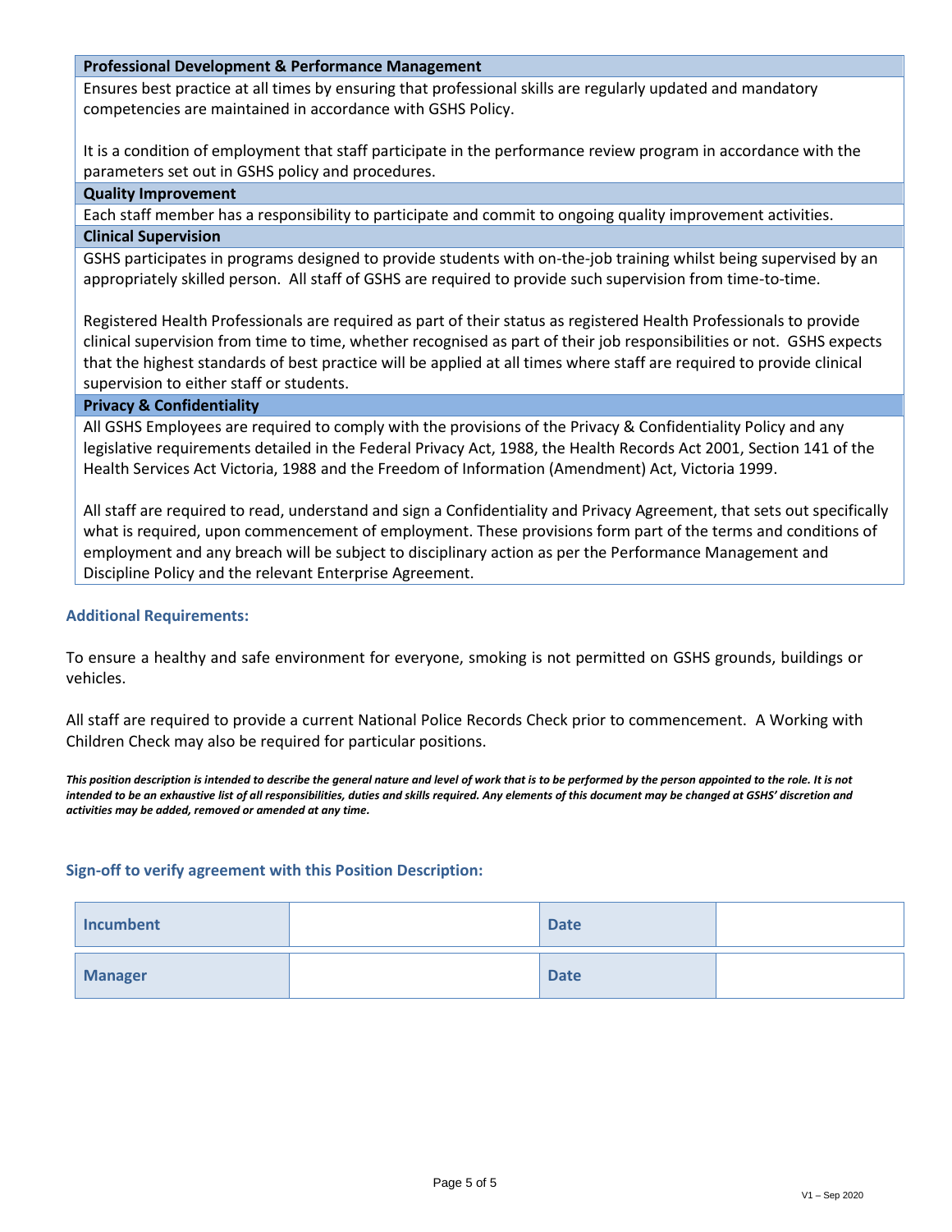### Professional Development & Performance Management

Ensures best practice at all times by ensuring that professional skills are regularly updated and mandatory competencies are maintained in accordance with GSHS Policy.

It is a condition of employment that staff participate in the performance review program in accordance with the parameters set out in GSHS policy and procedures.

### Quality Improvement

Each staff member has a responsibility to participate and commit to ongoing quality improvement activities.

### Clinical Supervision

GSHS participates in programs designed to provide students with on-the-job training whilst being supervised by an appropriately skilled person. All staff of GSHS are required to provide such supervision from time-to-time.

Registered Health Professionals are required as part of their status as registered Health Professionals to provide clinical supervision from time to time, whether recognised as part of their job responsibilities or not. GSHS expects that the highest standards of best practice will be applied at all times where staff are required to provide clinical supervision to either staff or students.

### Privacy & Confidentiality

All GSHS Employees are required to comply with the provisions of the Privacy & Confidentiality Policy and any legislative requirements detailed in the Federal Privacy Act, 1988, the Health Records Act 2001, Section 141 of the Health Services Act Victoria, 1988 and the Freedom of Information (Amendment) Act, Victoria 1999.

All staff are required to read, understand and sign a Confidentiality and Privacy Agreement, that sets out specifically what is required, upon commencement of employment. These provisions form part of the terms and conditions of employment and any breach will be subject to disciplinary action as per the Performance Management and Discipline Policy and the relevant Enterprise Agreement.

## Additional Requirements:

To ensure a healthy and safe environment for everyone, smoking is not permitted on GSHS grounds, buildings or vehicles.

All staff are required to provide a current National Police Records Check prior to commencement. A Working with Children Check may also be required for particular positions.

***This position description is intended to describe the general nature and level of work that is to be performed by the person appointed to the role. It is not intended to be an exhaustive list of all responsibilities, duties and skills required. Any elements of this document may be changed at GSHS' discretion and activities may be added, removed or amended at any time.***

## Sign-off to verify agreement with this Position Description:

| | | | |
|---|---|---|---|
| **Incumbent** | | **Date** | |
| **Manager** | | **Date** | |

V1 – Sep 2020